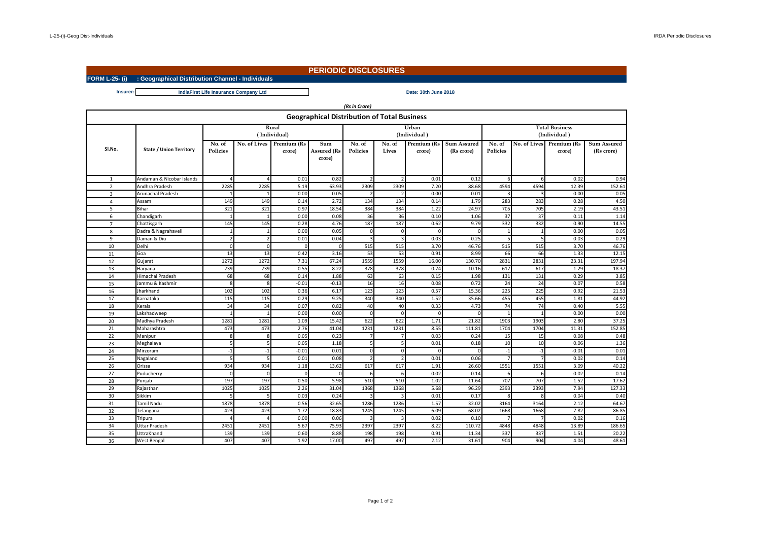# PERIODIC DISCLOSURES

**FORM L-25- (i) : Geographical Distribution Channel - Individuals**

**Insurer:** IndiaFirst Life Insurance Company Ltd

**Date: 30th June 2018**

*(Rs in Crore)*

## Geographical Distribution of Total Business

| Sl.No. | State / Union Territory | Rural (Individual) | | | | Urban (Individual) | | | | Total Business (Individual) | | | |
|---|---|---|---|---|---|---|---|---|---|---|---|---|---|
| | | No. of Policies | No. of Lives | Premium (Rs crore) | Sum Assured (Rs crore) | No. of Policies | No. of Lives | Premium (Rs crore) | Sum Assured (Rs crore) | No. of Policies | No. of Lives | Premium (Rs crore) | Sum Assured (Rs crore) |
| 1 | Andaman & Nicobar Islands | 4 | 4 | 0.01 | 0.82 | 2 | 2 | 0.01 | 0.12 | 6 | 6 | 0.02 | 0.94 |
| 2 | Andhra Pradesh | 2285 | 2285 | 5.19 | 63.93 | 2309 | 2309 | 7.20 | 88.68 | 4594 | 4594 | 12.39 | 152.61 |
| 3 | Arunachal Pradesh | 1 | 1 | 0.00 | 0.05 | 2 | 2 | 0.00 | 0.01 | 3 | 3 | 0.00 | 0.05 |
| 4 | Assam | 149 | 149 | 0.14 | 2.72 | 134 | 134 | 0.14 | 1.79 | 283 | 283 | 0.28 | 4.50 |
| 5 | Bihar | 321 | 321 | 0.97 | 18.54 | 384 | 384 | 1.22 | 24.97 | 705 | 705 | 2.19 | 43.51 |
| 6 | Chandigarh | 1 | 1 | 0.00 | 0.08 | 36 | 36 | 0.10 | 1.06 | 37 | 37 | 0.11 | 1.14 |
| 7 | Chattisgarh | 145 | 145 | 0.28 | 4.76 | 187 | 187 | 0.62 | 9.79 | 332 | 332 | 0.90 | 14.55 |
| 8 | Dadra & Nagrahaveli | 1 | 1 | 0.00 | 0.05 | 0 | 0 | 0 | 0 | 1 | 1 | 0.00 | 0.05 |
| 9 | Daman & Diu | 2 | 2 | 0.01 | 0.04 | 3 | 3 | 0.03 | 0.25 | 5 | 5 | 0.03 | 0.29 |
| 10 | Delhi | 0 | 0 | 0 | 0 | 515 | 515 | 3.70 | 46.76 | 515 | 515 | 3.70 | 46.76 |
| 11 | Goa | 13 | 13 | 0.42 | 3.16 | 53 | 53 | 0.91 | 8.99 | 66 | 66 | 1.33 | 12.15 |
| 12 | Gujarat | 1272 | 1272 | 7.31 | 67.24 | 1559 | 1559 | 16.00 | 130.70 | 2831 | 2831 | 23.31 | 197.94 |
| 13 | Haryana | 239 | 239 | 0.55 | 8.22 | 378 | 378 | 0.74 | 10.16 | 617 | 617 | 1.29 | 18.37 |
| 14 | Himachal Pradesh | 68 | 68 | 0.14 | 1.88 | 63 | 63 | 0.15 | 1.98 | 131 | 131 | 0.29 | 3.85 |
| 15 | Jammu & Kashmir | 8 | 8 | -0.01 | -0.13 | 16 | 16 | 0.08 | 0.72 | 24 | 24 | 0.07 | 0.58 |
| 16 | Jharkhand | 102 | 102 | 0.36 | 6.17 | 123 | 123 | 0.57 | 15.36 | 225 | 225 | 0.92 | 21.53 |
| 17 | Karnataka | 115 | 115 | 0.29 | 9.25 | 340 | 340 | 1.52 | 35.66 | 455 | 455 | 1.81 | 44.92 |
| 18 | Kerala | 34 | 34 | 0.07 | 0.82 | 40 | 40 | 0.33 | 4.73 | 74 | 74 | 0.40 | 5.55 |
| 19 | Lakshadweep | 1 | 1 | 0.00 | 0.00 | 0 | 0 | 0 | 0 | 1 | 1 | 0.00 | 0.00 |
| 20 | Madhya Pradesh | 1281 | 1281 | 1.09 | 15.42 | 622 | 622 | 1.71 | 21.82 | 1903 | 1903 | 2.80 | 37.25 |
| 21 | Maharashtra | 473 | 473 | 2.76 | 41.04 | 1231 | 1231 | 8.55 | 111.81 | 1704 | 1704 | 11.31 | 152.85 |
| 22 | Manipur | 8 | 8 | 0.05 | 0.23 | 7 | 7 | 0.03 | 0.24 | 15 | 15 | 0.08 | 0.48 |
| 23 | Meghalaya | 5 | 5 | 0.05 | 1.18 | 5 | 5 | 0.01 | 0.18 | 10 | 10 | 0.06 | 1.36 |
| 24 | Mirzoram | -1 | -1 | -0.01 | 0.01 | 0 | 0 | 0 | 0 | -1 | -1 | -0.01 | 0.01 |
| 25 | Nagaland | 5 | 5 | 0.01 | 0.08 | 2 | 2 | 0.01 | 0.06 | 7 | 7 | 0.02 | 0.14 |
| 26 | Orissa | 934 | 934 | 1.18 | 13.62 | 617 | 617 | 1.91 | 26.60 | 1551 | 1551 | 3.09 | 40.22 |
| 27 | Puducherry | 0 | 0 | 0 | 0 | 6 | 6 | 0.02 | 0.14 | 6 | 6 | 0.02 | 0.14 |
| 28 | Punjab | 197 | 197 | 0.50 | 5.98 | 510 | 510 | 1.02 | 11.64 | 707 | 707 | 1.52 | 17.62 |
| 29 | Rajasthan | 1025 | 1025 | 2.26 | 31.04 | 1368 | 1368 | 5.68 | 96.29 | 2393 | 2393 | 7.94 | 127.33 |
| 30 | Sikkim | 5 | 5 | 0.03 | 0.24 | 3 | 3 | 0.01 | 0.17 | 8 | 8 | 0.04 | 0.40 |
| 31 | Tamil Nadu | 1878 | 1878 | 0.56 | 32.65 | 1286 | 1286 | 1.57 | 32.02 | 3164 | 3164 | 2.12 | 64.67 |
| 32 | Telangana | 423 | 423 | 1.72 | 18.83 | 1245 | 1245 | 6.09 | 68.02 | 1668 | 1668 | 7.82 | 86.85 |
| 33 | Tripura | 4 | 4 | 0.00 | 0.06 | 3 | 3 | 0.02 | 0.10 | 7 | 7 | 0.02 | 0.16 |
| 34 | Uttar Pradesh | 2451 | 2451 | 5.67 | 75.93 | 2397 | 2397 | 8.22 | 110.72 | 4848 | 4848 | 13.89 | 186.65 |
| 35 | UttraKhand | 139 | 139 | 0.60 | 8.88 | 198 | 198 | 0.91 | 11.34 | 337 | 337 | 1.51 | 20.22 |
| 36 | West Bengal | 407 | 407 | 1.92 | 17.00 | 497 | 497 | 2.12 | 31.61 | 904 | 904 | 4.04 | 48.61 |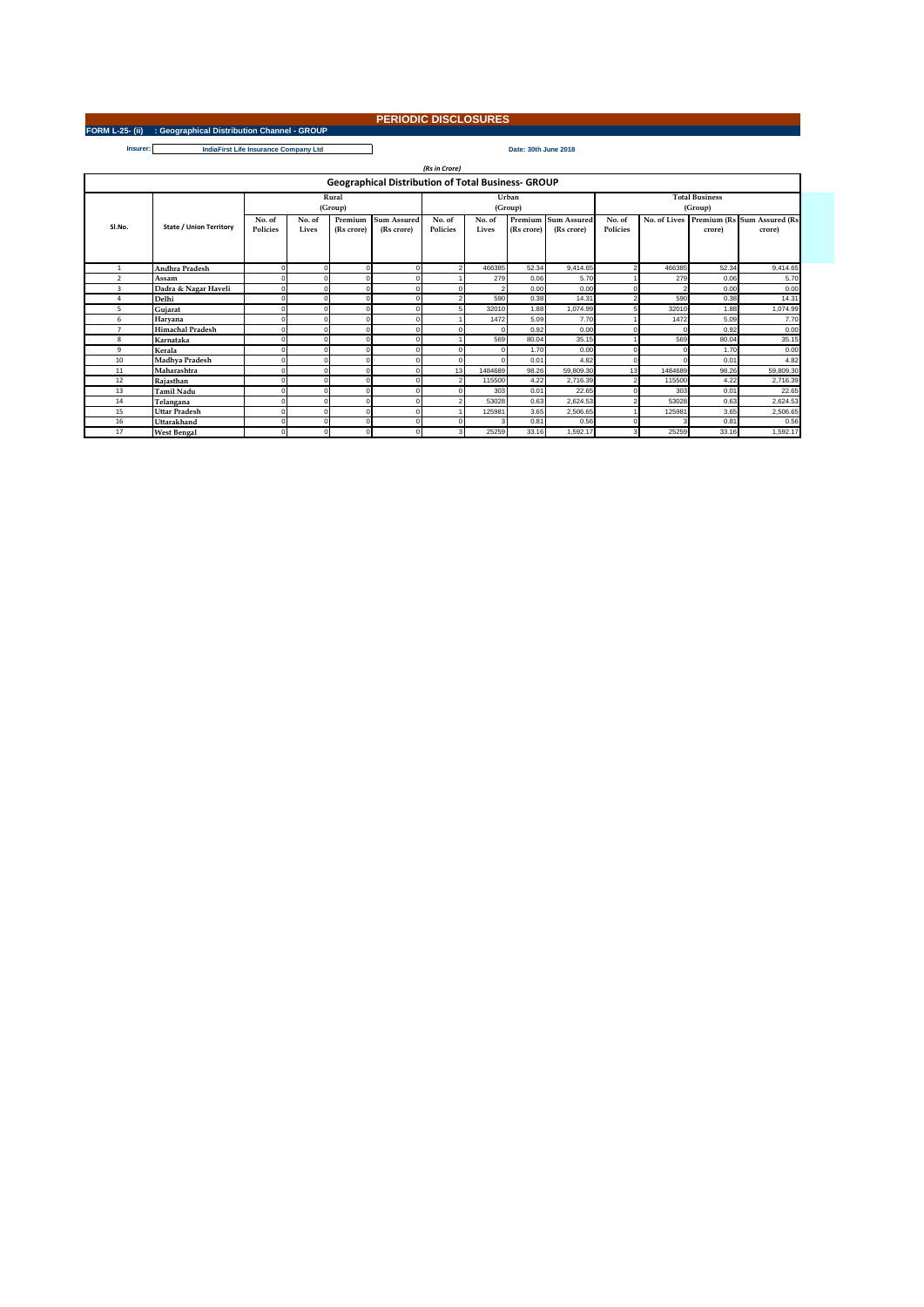# PERIODIC DISCLOSURES

**FORM L-25- (ii) : Geographical Distribution Channel - GROUP**

**Insurer:** IndiaFirst Life Insurance Company Ltd

**Date: 30th June 2018**

*(Rs in Crore)*

## Geographical Distribution of Total Business- GROUP

| Sl.No. | State / Union Territory | Rural (Group) | | | | Urban (Group) | | | | Total Business (Group) | | | |
|---|---|---|---|---|---|---|---|---|---|---|---|---|---|
| | | No. of Policies | No. of Lives | Premium (Rs crore) | Sum Assured (Rs crore) | No. of Policies | No. of Lives | Premium (Rs crore) | Sum Assured (Rs crore) | No. of Policies | No. of Lives | Premium (Rs crore) | Sum Assured (Rs crore) |
| 1 | Andhra Pradesh | 0 | 0 | 0 | 0 | 2 | 466385 | 52.34 | 9,414.65 | 2 | 466385 | 52.34 | 9,414.65 |
| 2 | Assam | 0 | 0 | 0 | 0 | 1 | 279 | 0.06 | 5.70 | 1 | 279 | 0.06 | 5.70 |
| 3 | Dadra & Nagar Haveli | 0 | 0 | 0 | 0 | 0 | 2 | 0.00 | 0.00 | 0 | 2 | 0.00 | 0.00 |
| 4 | Delhi | 0 | 0 | 0 | 0 | 2 | 590 | 0.38 | 14.31 | 2 | 590 | 0.38 | 14.31 |
| 5 | Gujarat | 0 | 0 | 0 | 0 | 5 | 32010 | 1.88 | 1,074.99 | 5 | 32010 | 1.88 | 1,074.99 |
| 6 | Haryana | 0 | 0 | 0 | 0 | 1 | 1472 | 5.09 | 7.70 | 1 | 1472 | 5.09 | 7.70 |
| 7 | Himachal Pradesh | 0 | 0 | 0 | 0 | 0 | 0 | 0.92 | 0.00 | 0 | 0 | 0.92 | 0.00 |
| 8 | Karnataka | 0 | 0 | 0 | 0 | 1 | 569 | 80.04 | 35.15 | 1 | 569 | 80.04 | 35.15 |
| 9 | Kerala | 0 | 0 | 0 | 0 | 0 | 0 | 1.70 | 0.00 | 0 | 0 | 1.70 | 0.00 |
| 10 | Madhya Pradesh | 0 | 0 | 0 | 0 | 0 | 0 | 0.01 | 4.82 | 0 | 0 | 0.01 | 4.82 |
| 11 | Maharashtra | 0 | 0 | 0 | 0 | 13 | 1484689 | 98.26 | 59,809.30 | 13 | 1484689 | 98.26 | 59,809.30 |
| 12 | Rajasthan | 0 | 0 | 0 | 0 | 2 | 115500 | 4.22 | 2,716.39 | 2 | 115500 | 4.22 | 2,716.39 |
| 13 | Tamil Nadu | 0 | 0 | 0 | 0 | 0 | 303 | 0.01 | 22.65 | 0 | 303 | 0.01 | 22.65 |
| 14 | Telangana | 0 | 0 | 0 | 0 | 2 | 53028 | 0.63 | 2,624.53 | 2 | 53028 | 0.63 | 2,624.53 |
| 15 | Uttar Pradesh | 0 | 0 | 0 | 0 | 1 | 125981 | 3.65 | 2,506.65 | 1 | 125981 | 3.65 | 2,506.65 |
| 16 | Uttarakhand | 0 | 0 | 0 | 0 | 0 | 3 | 0.81 | 0.56 | 0 | 3 | 0.81 | 0.56 |
| 17 | West Bengal | 0 | 0 | 0 | 0 | 3 | 25259 | 33.16 | 1,592.17 | 3 | 25259 | 33.16 | 1,592.17 |